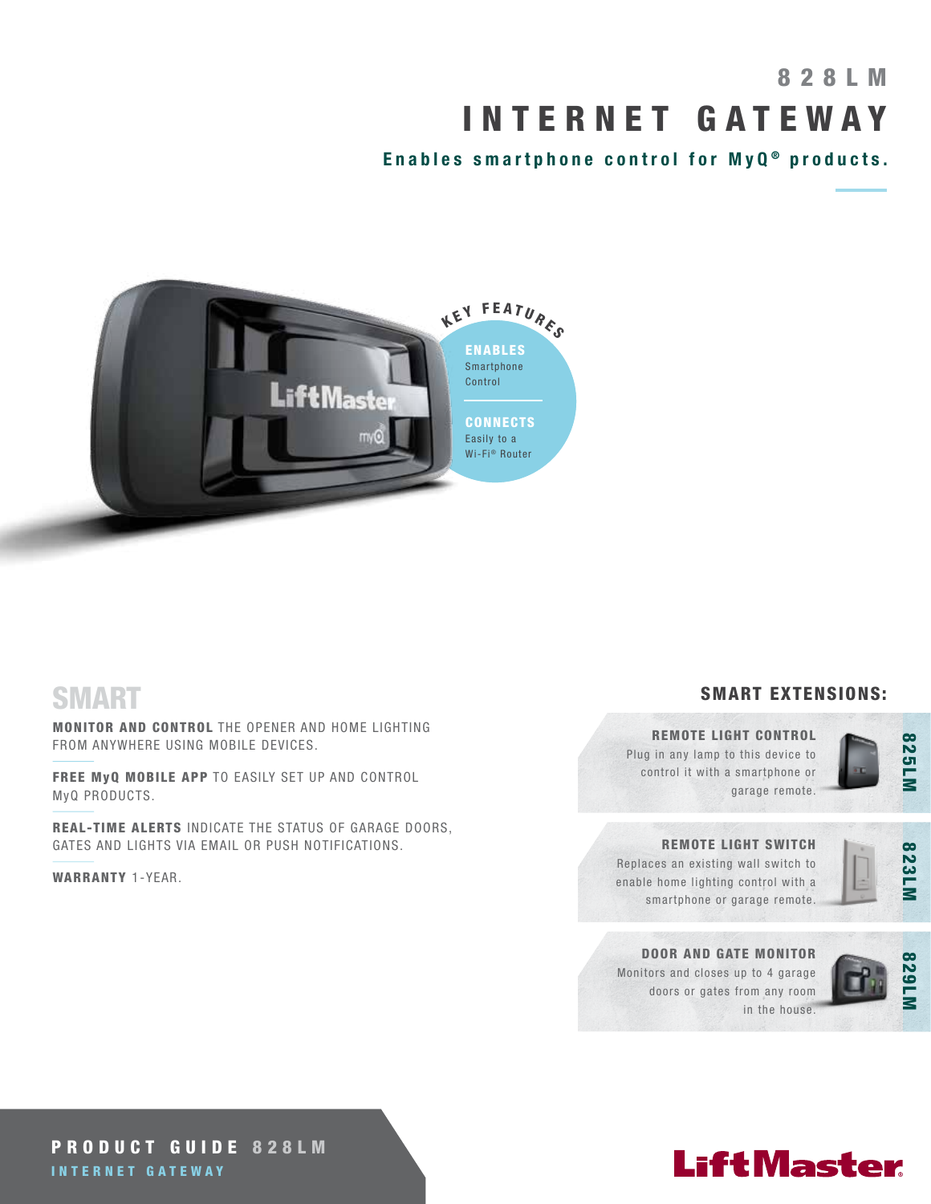# 828LM INTERNET GATEWAY

**Enables smartphone control for MyQ® products.**

## KEY FEATURES

**ENABLES** Smartphone Control

**CONNECTS** Easily to a Wi-Fi® Router

## SMART

**MONITOR AND CONTROL** THE OPENER AND HOME LIGHTING FROM ANYWHERE USING MOBILE DEVICES.

**FREE MyQ MOBILE APP** TO EASILY SET UP AND CONTROL MyQ PRODUCTS.

**REAL-TIME ALERTS** INDICATE THE STATUS OF GARAGE DOORS, GATES AND LIGHTS VIA EMAIL OR PUSH NOTIFICATIONS.

**WARRANTY** 1-YEAR.

## SMART EXTENSIONS:

**REMOTE LIGHT CONTROL** — 825LM
Plug in any lamp to this device to control it with a smartphone or garage remote.

**REMOTE LIGHT SWITCH** — 823LM
Replaces an existing wall switch to enable home lighting control with a smartphone or garage remote.

**DOOR AND GATE MONITOR** — 829LM
Monitors and closes up to 4 garage doors or gates from any room in the house.

**PRODUCT GUIDE 828LM**
INTERNET GATEWAY

LiftMaster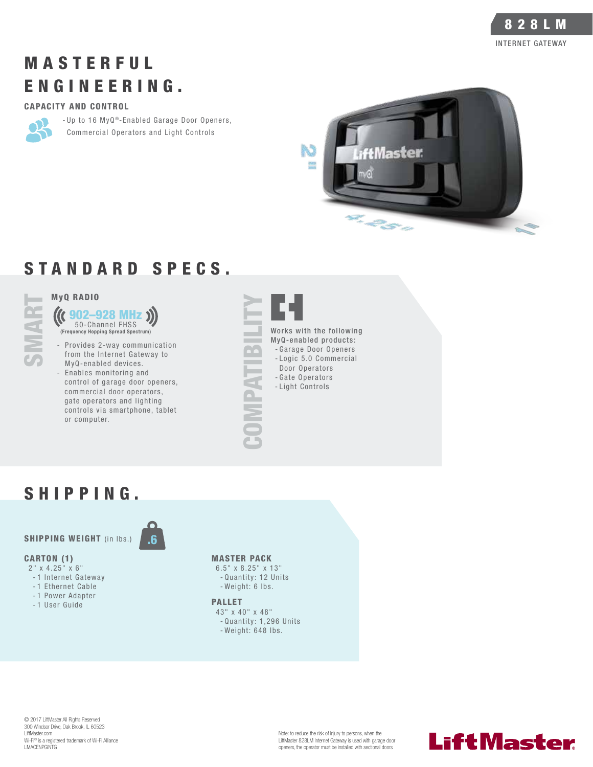828LM

INTERNET GATEWAY

# MASTERFUL ENGINEERING.

### CAPACITY AND CONTROL

- Up to 16 MyQ®-Enabled Garage Door Openers, Commercial Operators and Light Controls

2"

4.25"

1"

# STANDARD SPECS.

## SMART

### MyQ RADIO

**902–928 MHz**
50-Channel FHSS
**(Frequency Hopping Spread Spectrum)**

- Provides 2-way communication from the Internet Gateway to MyQ-enabled devices.
- Enables monitoring and control of garage door openers, commercial door operators, gate operators and lighting controls via smartphone, tablet or computer.

## COMPATIBILITY

Works with the following MyQ-enabled products:

- Garage Door Openers
- Logic 5.0 Commercial Door Operators
- Gate Operators
- Light Controls

# SHIPPING.

**SHIPPING WEIGHT** (in lbs.) .6

### CARTON (1)

2" x 4.25" x 6"

- 1 Internet Gateway
- 1 Ethernet Cable
- 1 Power Adapter
- 1 User Guide

### MASTER PACK

6.5" x 8.25" x 13"

- Quantity: 12 Units
- Weight: 6 lbs.

### PALLET

43" x 40" x 48"

- Quantity: 1,296 Units
- Weight: 648 lbs.

© 2017 LiftMaster All Rights Reserved
300 Windsor Drive, Oak Brook, IL 60523
LiftMaster.com
Wi-Fi® is a registered trademark of Wi-Fi Alliance
LMACENPGINTG

Note: to reduce the risk of injury to persons, when the LiftMaster 828LM Internet Gateway is used with garage door openers, the operator must be installed with sectional doors.

LiftMaster®